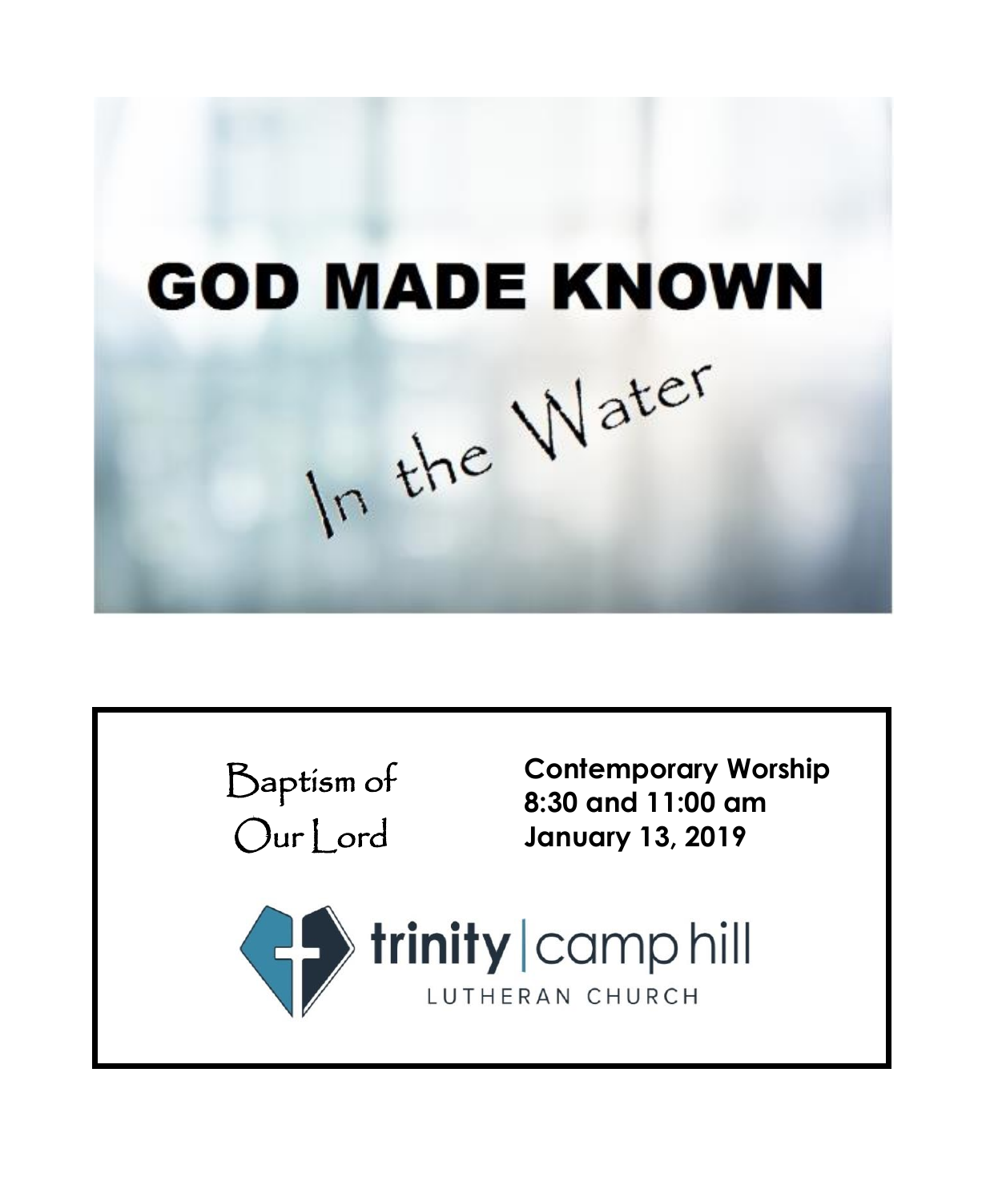# GOD MADE KNOWN

## In the Water

Baptism of Our Lord

**Contemporary Worship**
**8:30 and 11:00 am**
**January 13, 2019**

trinity | camp hill
LUTHERAN CHURCH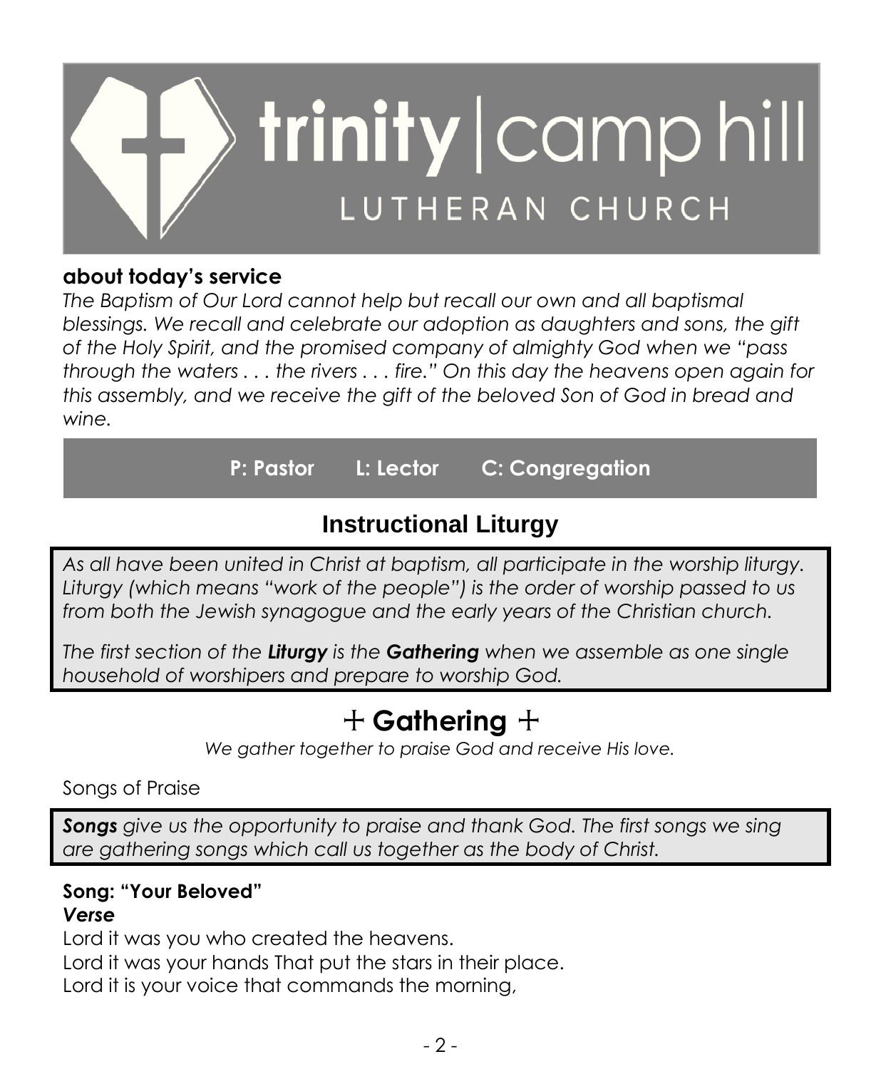# trinity | camp hill LUTHERAN CHURCH

**about today's service**

*The Baptism of Our Lord cannot help but recall our own and all baptismal blessings. We recall and celebrate our adoption as daughters and sons, the gift of the Holy Spirit, and the promised company of almighty God when we "pass through the waters . . . the rivers . . . fire." On this day the heavens open again for this assembly, and we receive the gift of the beloved Son of God in bread and wine.*

**P: Pastor L: Lector C: Congregation**

## Instructional Liturgy

*As all have been united in Christ at baptism, all participate in the worship liturgy. Liturgy (which means "work of the people") is the order of worship passed to us from both the Jewish synagogue and the early years of the Christian church.*

*The first section of the **Liturgy** is the **Gathering** when we assemble as one single household of worshipers and prepare to worship God.*

## + Gathering +

*We gather together to praise God and receive His love.*

Songs of Praise

***Songs** give us the opportunity to praise and thank God. The first songs we sing are gathering songs which call us together as the body of Christ.*

**Song: "Your Beloved"**
***Verse***

Lord it was you who created the heavens.
Lord it was your hands That put the stars in their place.
Lord it is your voice that commands the morning,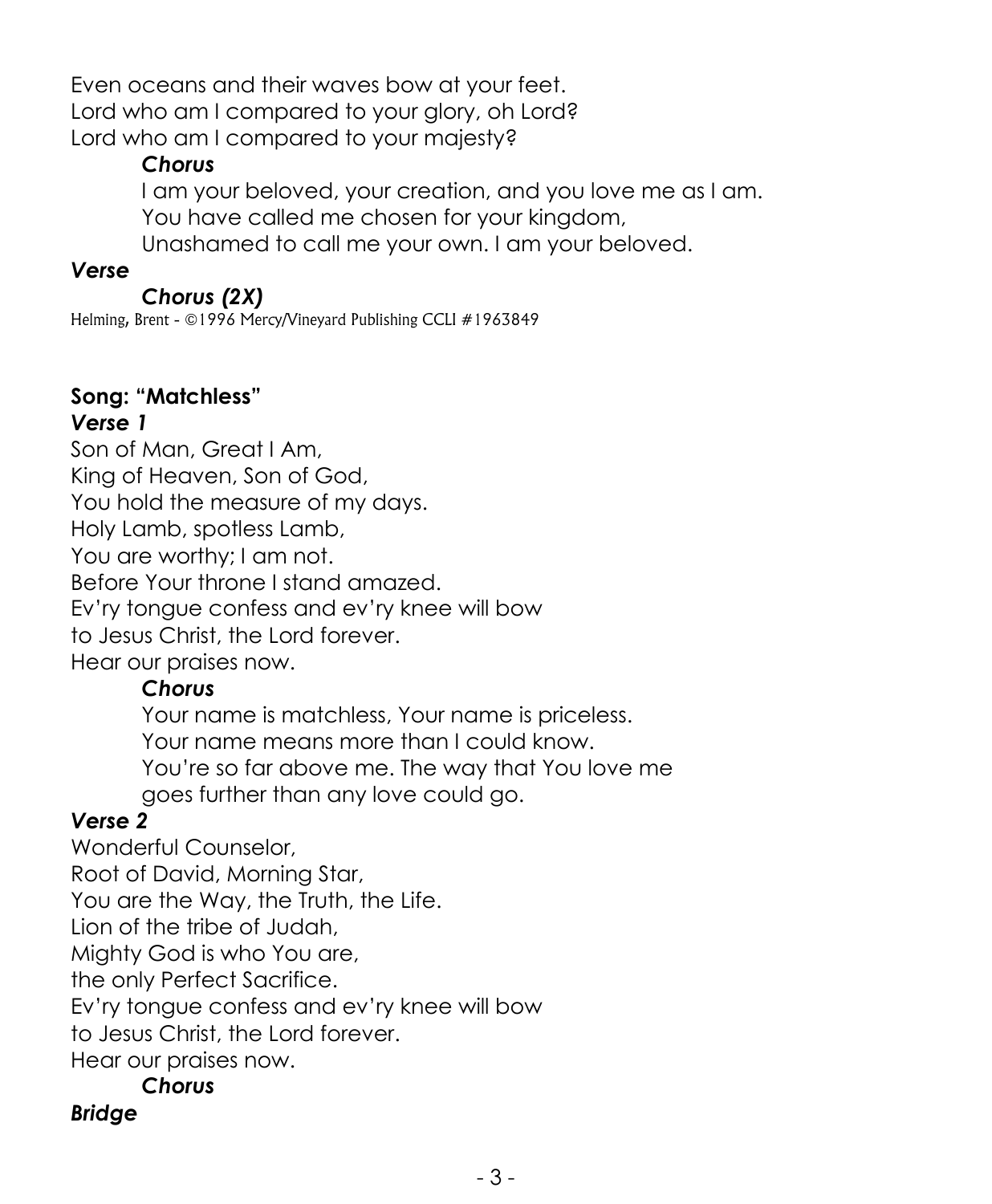Even oceans and their waves bow at your feet.
Lord who am I compared to your glory, oh Lord?
Lord who am I compared to your majesty?

*Chorus*

I am your beloved, your creation, and you love me as I am.
You have called me chosen for your kingdom,
Unashamed to call me your own. I am your beloved.

*Verse*

*Chorus (2X)*

Helming, Brent - ©1996 Mercy/Vineyard Publishing CCLI #1963849

**Song: "Matchless"**

*Verse 1*

Son of Man, Great I Am,
King of Heaven, Son of God,
You hold the measure of my days.
Holy Lamb, spotless Lamb,
You are worthy; I am not.
Before Your throne I stand amazed.
Ev'ry tongue confess and ev'ry knee will bow
to Jesus Christ, the Lord forever.
Hear our praises now.

*Chorus*

Your name is matchless, Your name is priceless.
Your name means more than I could know.
You're so far above me. The way that You love me
goes further than any love could go.

*Verse 2*

Wonderful Counselor,
Root of David, Morning Star,
You are the Way, the Truth, the Life.
Lion of the tribe of Judah,
Mighty God is who You are,
the only Perfect Sacrifice.
Ev'ry tongue confess and ev'ry knee will bow
to Jesus Christ, the Lord forever.
Hear our praises now.

*Chorus*

*Bridge*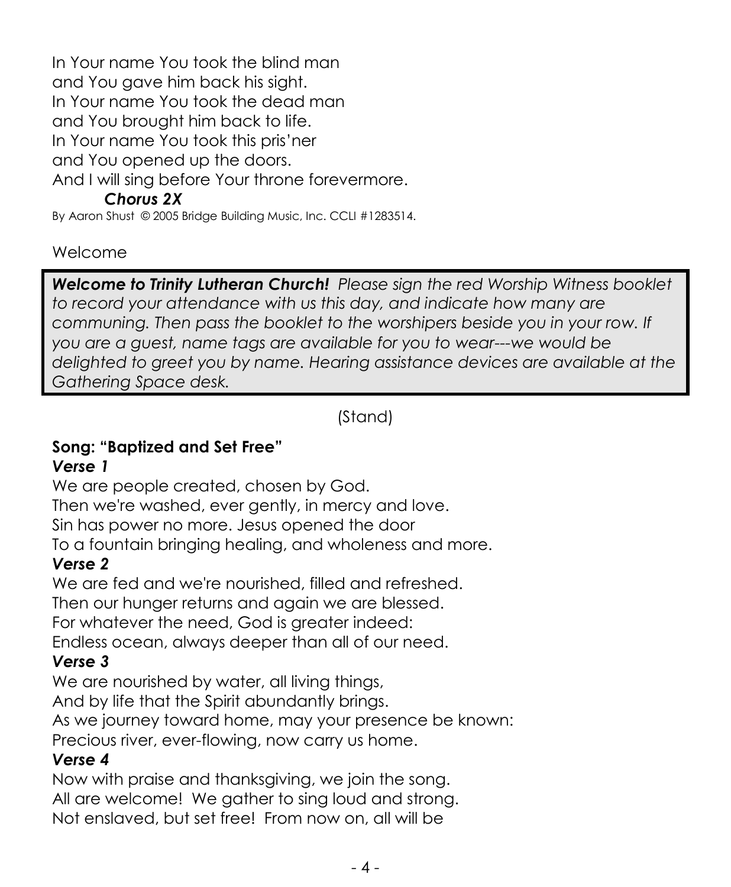In Your name You took the blind man
and You gave him back his sight.
In Your name You took the dead man
and You brought him back to life.
In Your name You took this pris'ner
and You opened up the doors.
And I will sing before Your throne forevermore.

***Chorus 2X***

By Aaron Shust © 2005 Bridge Building Music, Inc. CCLI #1283514.

Welcome

> ***Welcome to Trinity Lutheran Church!*** *Please sign the red Worship Witness booklet to record your attendance with us this day, and indicate how many are communing. Then pass the booklet to the worshipers beside you in your row. If you are a guest, name tags are available for you to wear---we would be delighted to greet you by name. Hearing assistance devices are available at the Gathering Space desk.*

(Stand)

**Song: "Baptized and Set Free"**

***Verse 1***

We are people created, chosen by God.
Then we're washed, ever gently, in mercy and love.
Sin has power no more. Jesus opened the door
To a fountain bringing healing, and wholeness and more.

***Verse 2***

We are fed and we're nourished, filled and refreshed.
Then our hunger returns and again we are blessed.
For whatever the need, God is greater indeed:
Endless ocean, always deeper than all of our need.

***Verse 3***

We are nourished by water, all living things,
And by life that the Spirit abundantly brings.
As we journey toward home, may your presence be known:
Precious river, ever-flowing, now carry us home.

***Verse 4***

Now with praise and thanksgiving, we join the song.
All are welcome! We gather to sing loud and strong.
Not enslaved, but set free! From now on, all will be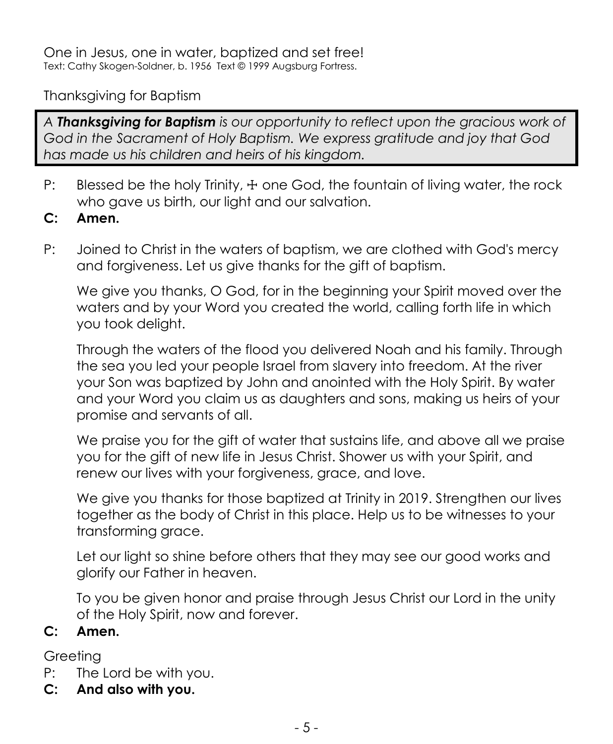One in Jesus, one in water, baptized and set free!
Text: Cathy Skogen-Soldner, b. 1956 Text © 1999 Augsburg Fortress.

Thanksgiving for Baptism

> *A **Thanksgiving for Baptism** is our opportunity to reflect upon the gracious work of God in the Sacrament of Holy Baptism. We express gratitude and joy that God has made us his children and heirs of his kingdom.*

P: Blessed be the holy Trinity, ☩ one God, the fountain of living water, the rock who gave us birth, our light and our salvation.

**C: Amen.**

P: Joined to Christ in the waters of baptism, we are clothed with God's mercy and forgiveness. Let us give thanks for the gift of baptism.

We give you thanks, O God, for in the beginning your Spirit moved over the waters and by your Word you created the world, calling forth life in which you took delight.

Through the waters of the flood you delivered Noah and his family. Through the sea you led your people Israel from slavery into freedom. At the river your Son was baptized by John and anointed with the Holy Spirit. By water and your Word you claim us as daughters and sons, making us heirs of your promise and servants of all.

We praise you for the gift of water that sustains life, and above all we praise you for the gift of new life in Jesus Christ. Shower us with your Spirit, and renew our lives with your forgiveness, grace, and love.

We give you thanks for those baptized at Trinity in 2019. Strengthen our lives together as the body of Christ in this place. Help us to be witnesses to your transforming grace.

Let our light so shine before others that they may see our good works and glorify our Father in heaven.

To you be given honor and praise through Jesus Christ our Lord in the unity of the Holy Spirit, now and forever.

**C: Amen.**

Greeting

P: The Lord be with you.

**C: And also with you.**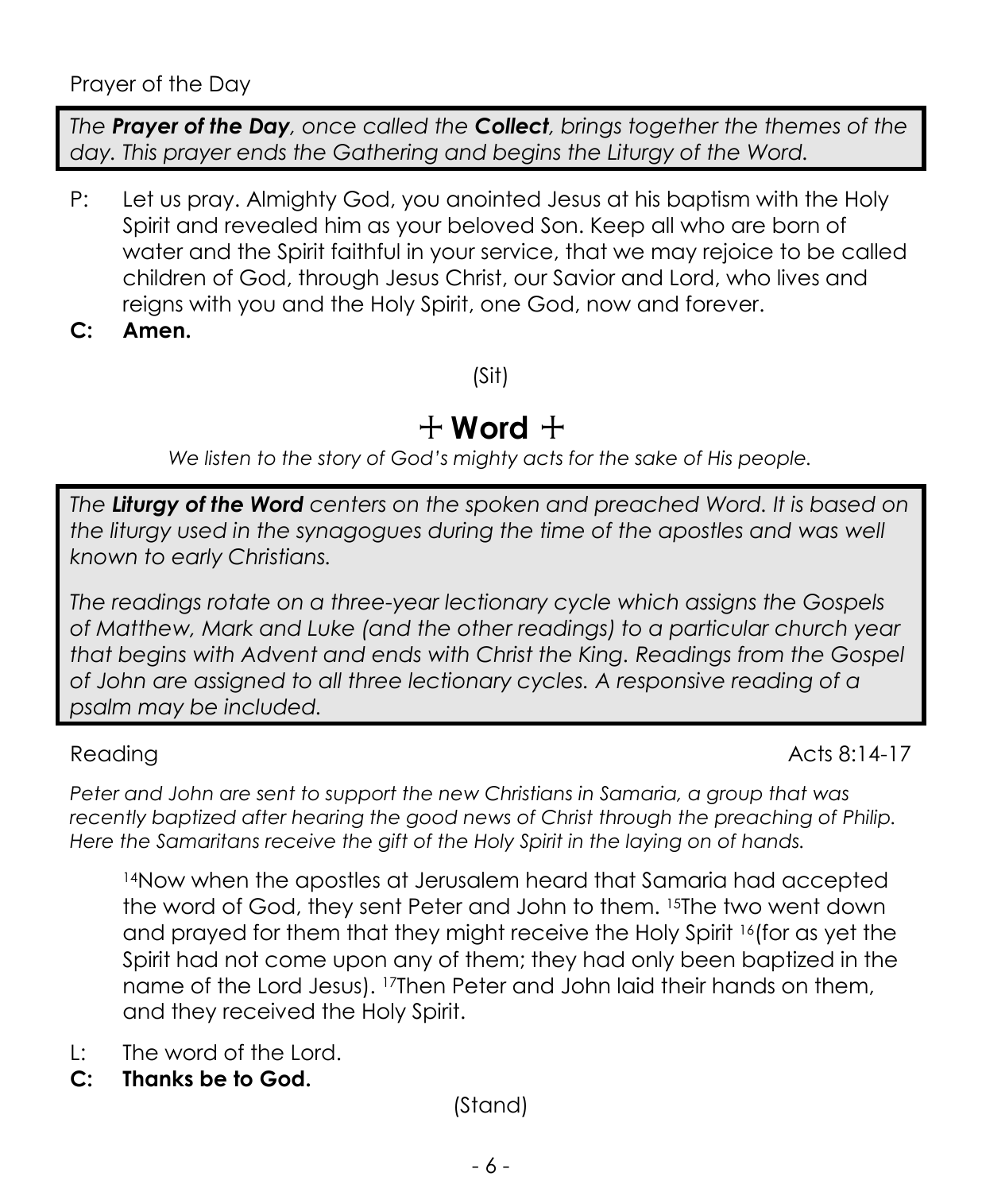Prayer of the Day

> *The **Prayer of the Day**, once called the **Collect**, brings together the themes of the day. This prayer ends the Gathering and begins the Liturgy of the Word.*

P: Let us pray. Almighty God, you anointed Jesus at his baptism with the Holy Spirit and revealed him as your beloved Son. Keep all who are born of water and the Spirit faithful in your service, that we may rejoice to be called children of God, through Jesus Christ, our Savior and Lord, who lives and reigns with you and the Holy Spirit, one God, now and forever.

**C: Amen.**

(Sit)

# ☩ Word ☩

*We listen to the story of God's mighty acts for the sake of His people.*

> *The **Liturgy of the Word** centers on the spoken and preached Word. It is based on the liturgy used in the synagogues during the time of the apostles and was well known to early Christians.*
>
> *The readings rotate on a three-year lectionary cycle which assigns the Gospels of Matthew, Mark and Luke (and the other readings) to a particular church year that begins with Advent and ends with Christ the King. Readings from the Gospel of John are assigned to all three lectionary cycles. A responsive reading of a psalm may be included.*

Reading Acts 8:14-17

*Peter and John are sent to support the new Christians in Samaria, a group that was recently baptized after hearing the good news of Christ through the preaching of Philip. Here the Samaritans receive the gift of the Holy Spirit in the laying on of hands.*

[14]Now when the apostles at Jerusalem heard that Samaria had accepted the word of God, they sent Peter and John to them. [15]The two went down and prayed for them that they might receive the Holy Spirit [16](for as yet the Spirit had not come upon any of them; they had only been baptized in the name of the Lord Jesus). [17]Then Peter and John laid their hands on them, and they received the Holy Spirit.

L: The word of the Lord.

**C: Thanks be to God.**

(Stand)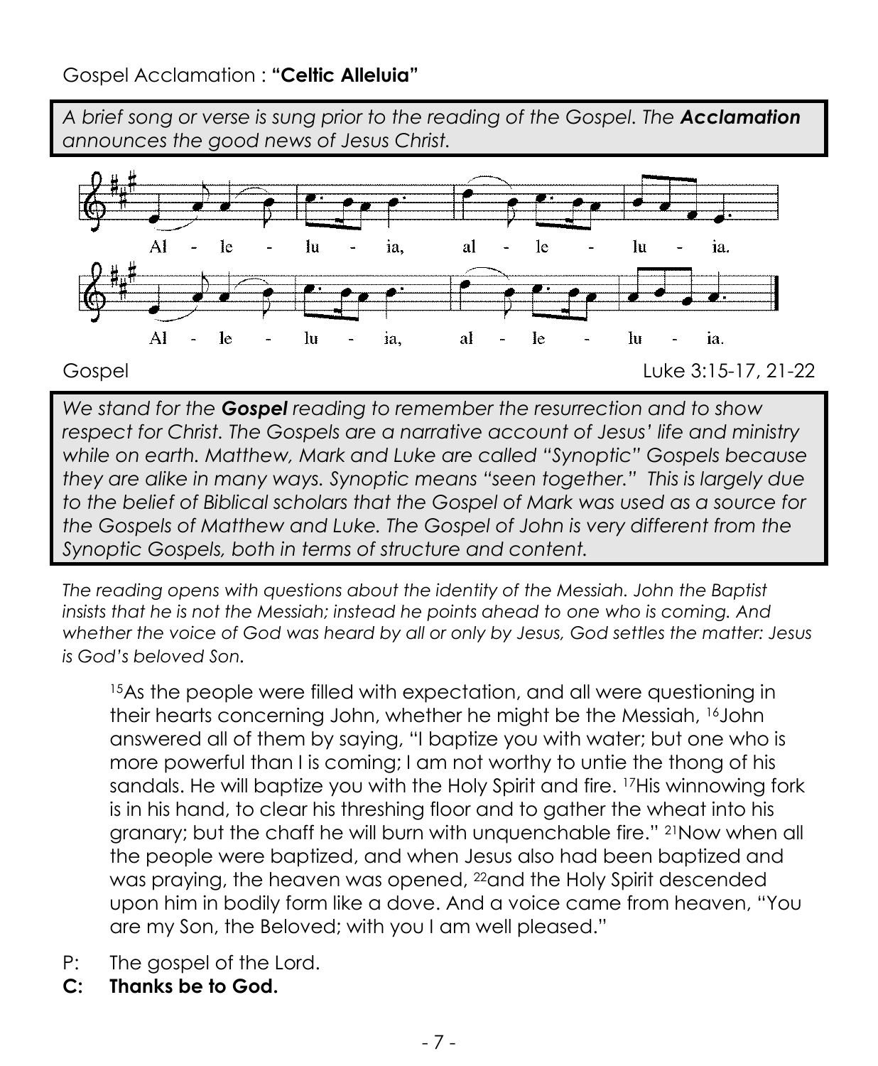Gospel Acclamation : **"Celtic Alleluia"**

*A brief song or verse is sung prior to the reading of the Gospel. The **Acclamation** announces the good news of Jesus Christ.*

Al - le - lu - ia, al - le - lu - ia.

Al - le - lu - ia, al - le - lu - ia.

Gospel Luke 3:15-17, 21-22

*We stand for the **Gospel** reading to remember the resurrection and to show respect for Christ. The Gospels are a narrative account of Jesus' life and ministry while on earth. Matthew, Mark and Luke are called "Synoptic" Gospels because they are alike in many ways. Synoptic means "seen together." This is largely due to the belief of Biblical scholars that the Gospel of Mark was used as a source for the Gospels of Matthew and Luke. The Gospel of John is very different from the Synoptic Gospels, both in terms of structure and content.*

*The reading opens with questions about the identity of the Messiah. John the Baptist insists that he is not the Messiah; instead he points ahead to one who is coming. And whether the voice of God was heard by all or only by Jesus, God settles the matter: Jesus is God's beloved Son.*

[15]As the people were filled with expectation, and all were questioning in their hearts concerning John, whether he might be the Messiah, [16]John answered all of them by saying, "I baptize you with water; but one who is more powerful than I is coming; I am not worthy to untie the thong of his sandals. He will baptize you with the Holy Spirit and fire. [17]His winnowing fork is in his hand, to clear his threshing floor and to gather the wheat into his granary; but the chaff he will burn with unquenchable fire." [21]Now when all the people were baptized, and when Jesus also had been baptized and was praying, the heaven was opened, [22]and the Holy Spirit descended upon him in bodily form like a dove. And a voice came from heaven, "You are my Son, the Beloved; with you I am well pleased."

P: The gospel of the Lord.
**C: Thanks be to God.**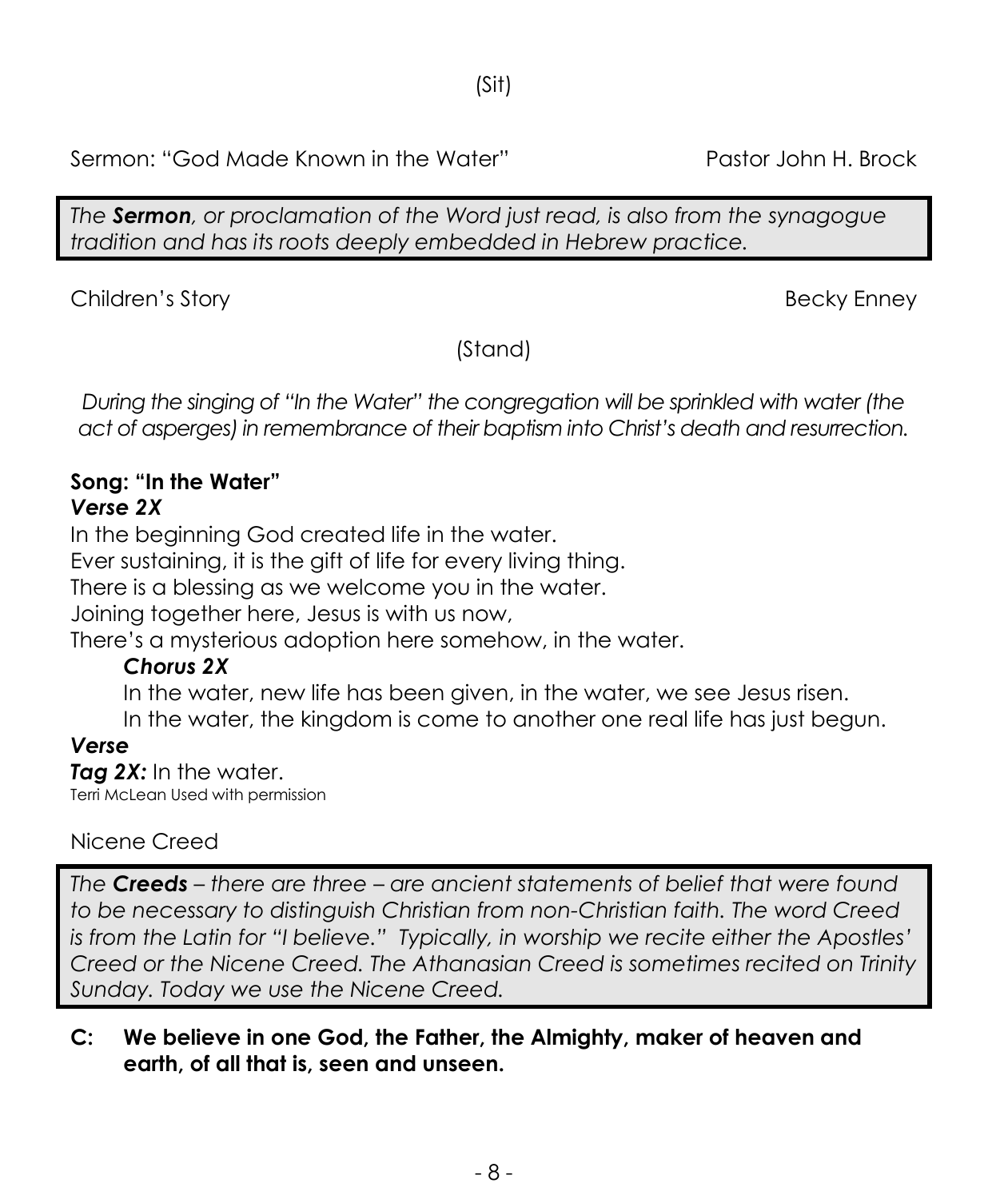(Sit)

Sermon: "God Made Known in the Water" Pastor John H. Brock

*The **Sermon**, or proclamation of the Word just read, is also from the synagogue tradition and has its roots deeply embedded in Hebrew practice.*

Children's Story Becky Enney

(Stand)

*During the singing of "In the Water" the congregation will be sprinkled with water (the act of asperges) in remembrance of their baptism into Christ's death and resurrection.*

**Song: "In the Water"**
***Verse 2X***

In the beginning God created life in the water.
Ever sustaining, it is the gift of life for every living thing.
There is a blessing as we welcome you in the water.
Joining together here, Jesus is with us now,
There's a mysterious adoption here somehow, in the water.

***Chorus 2X***

In the water, new life has been given, in the water, we see Jesus risen.
In the water, the kingdom is come to another one real life has just begun.

***Verse***

***Tag 2X:*** In the water.

Terri McLean Used with permission

Nicene Creed

*The **Creeds** – there are three – are ancient statements of belief that were found to be necessary to distinguish Christian from non-Christian faith. The word Creed is from the Latin for "I believe." Typically, in worship we recite either the Apostles' Creed or the Nicene Creed. The Athanasian Creed is sometimes recited on Trinity Sunday. Today we use the Nicene Creed.*

**C: We believe in one God, the Father, the Almighty, maker of heaven and earth, of all that is, seen and unseen.**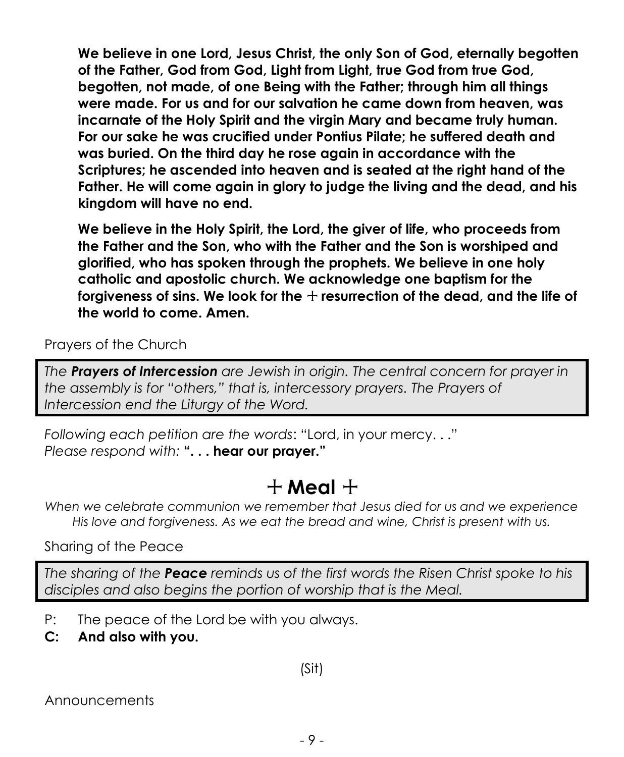**We believe in one Lord, Jesus Christ, the only Son of God, eternally begotten of the Father, God from God, Light from Light, true God from true God, begotten, not made, of one Being with the Father; through him all things were made. For us and for our salvation he came down from heaven, was incarnate of the Holy Spirit and the virgin Mary and became truly human. For our sake he was crucified under Pontius Pilate; he suffered death and was buried. On the third day he rose again in accordance with the Scriptures; he ascended into heaven and is seated at the right hand of the Father. He will come again in glory to judge the living and the dead, and his kingdom will have no end.**

**We believe in the Holy Spirit, the Lord, the giver of life, who proceeds from the Father and the Son, who with the Father and the Son is worshiped and glorified, who has spoken through the prophets. We believe in one holy catholic and apostolic church. We acknowledge one baptism for the forgiveness of sins. We look for the + resurrection of the dead, and the life of the world to come. Amen.**

Prayers of the Church

*The* ***Prayers of Intercession*** *are Jewish in origin. The central concern for prayer in the assembly is for "others," that is, intercessory prayers. The Prayers of Intercession end the Liturgy of the Word.*

*Following each petition are the words*: "Lord, in your mercy. . ."
*Please respond with:* **". . . hear our prayer."**

# + Meal +

*When we celebrate communion we remember that Jesus died for us and we experience His love and forgiveness. As we eat the bread and wine, Christ is present with us.*

Sharing of the Peace

*The sharing of the* ***Peace*** *reminds us of the first words the Risen Christ spoke to his disciples and also begins the portion of worship that is the Meal.*

P: The peace of the Lord be with you always.
**C: And also with you.**

(Sit)

Announcements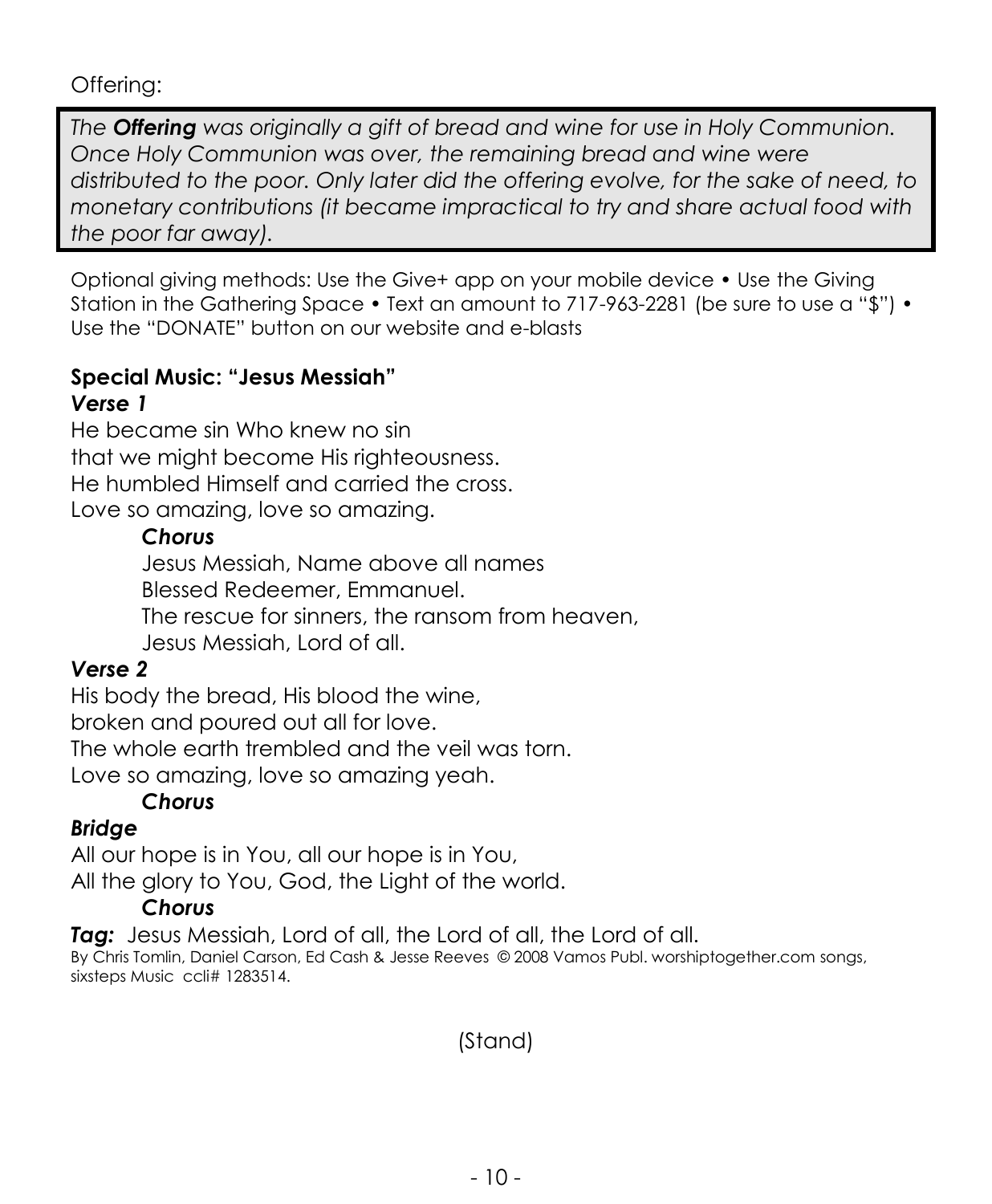Offering:

> *The **Offering** was originally a gift of bread and wine for use in Holy Communion. Once Holy Communion was over, the remaining bread and wine were distributed to the poor. Only later did the offering evolve, for the sake of need, to monetary contributions (it became impractical to try and share actual food with the poor far away).*

Optional giving methods: Use the Give+ app on your mobile device • Use the Giving Station in the Gathering Space • Text an amount to 717-963-2281 (be sure to use a "$") • Use the "DONATE" button on our website and e-blasts

**Special Music: "Jesus Messiah"**

***Verse 1***

He became sin Who knew no sin
that we might become His righteousness.
He humbled Himself and carried the cross.
Love so amazing, love so amazing.

***Chorus***

Jesus Messiah, Name above all names
Blessed Redeemer, Emmanuel.
The rescue for sinners, the ransom from heaven,
Jesus Messiah, Lord of all.

***Verse 2***

His body the bread, His blood the wine,
broken and poured out all for love.
The whole earth trembled and the veil was torn.
Love so amazing, love so amazing yeah.

***Chorus***

***Bridge***

All our hope is in You, all our hope is in You,
All the glory to You, God, the Light of the world.

***Chorus***

***Tag:*** Jesus Messiah, Lord of all, the Lord of all, the Lord of all.

By Chris Tomlin, Daniel Carson, Ed Cash & Jesse Reeves © 2008 Vamos Publ. worshiptogether.com songs, sixsteps Music ccli# 1283514.

(Stand)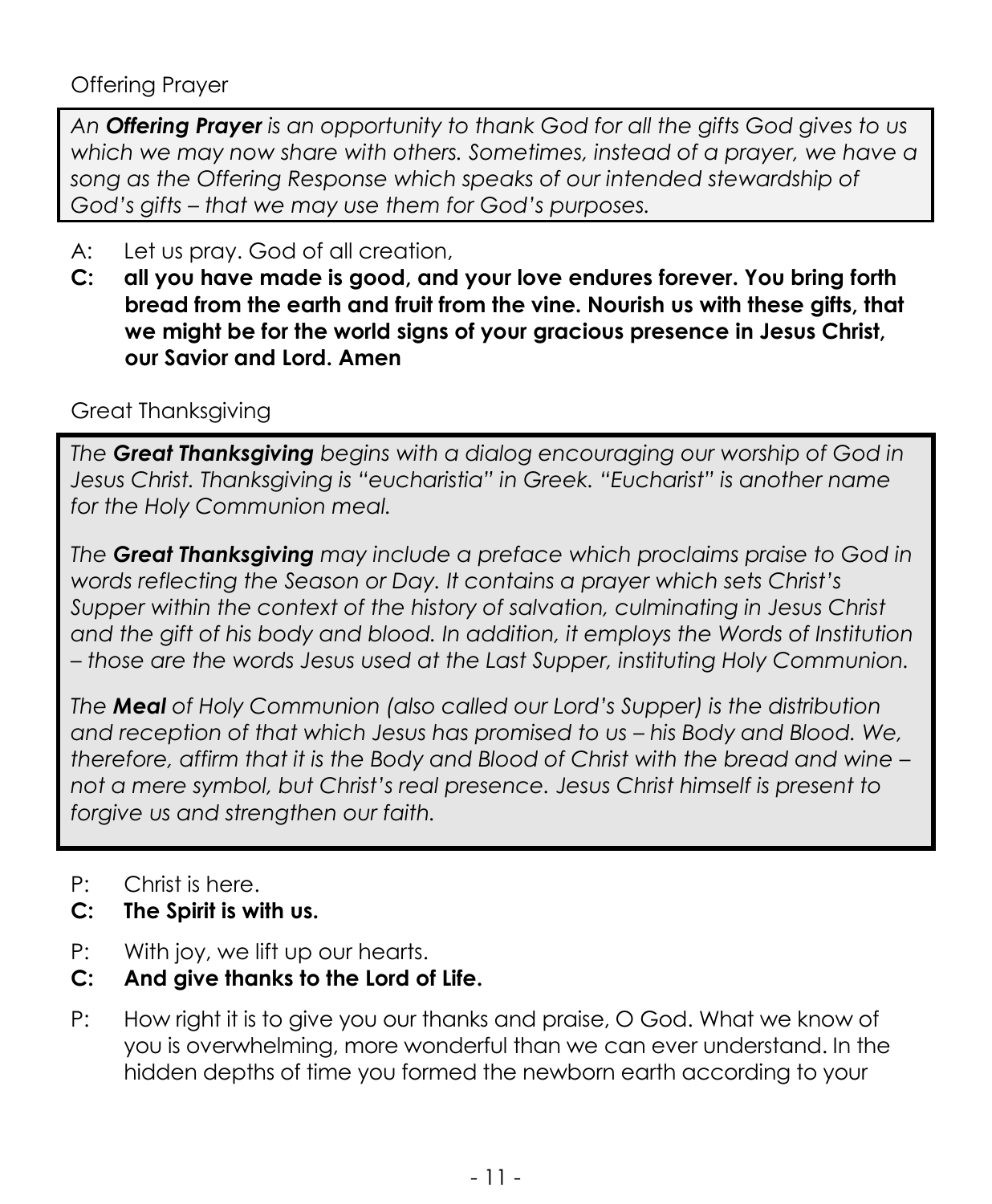Offering Prayer

> *An **Offering Prayer** is an opportunity to thank God for all the gifts God gives to us which we may now share with others. Sometimes, instead of a prayer, we have a song as the Offering Response which speaks of our intended stewardship of God's gifts – that we may use them for God's purposes.*

A: Let us pray. God of all creation,

**C: all you have made is good, and your love endures forever. You bring forth bread from the earth and fruit from the vine. Nourish us with these gifts, that we might be for the world signs of your gracious presence in Jesus Christ, our Savior and Lord. Amen**

Great Thanksgiving

> *The **Great Thanksgiving** begins with a dialog encouraging our worship of God in Jesus Christ. Thanksgiving is "eucharistia" in Greek. "Eucharist" is another name for the Holy Communion meal.*
>
> *The **Great Thanksgiving** may include a preface which proclaims praise to God in words reflecting the Season or Day. It contains a prayer which sets Christ's Supper within the context of the history of salvation, culminating in Jesus Christ and the gift of his body and blood. In addition, it employs the Words of Institution – those are the words Jesus used at the Last Supper, instituting Holy Communion.*
>
> *The **Meal** of Holy Communion (also called our Lord's Supper) is the distribution and reception of that which Jesus has promised to us – his Body and Blood. We, therefore, affirm that it is the Body and Blood of Christ with the bread and wine – not a mere symbol, but Christ's real presence. Jesus Christ himself is present to forgive us and strengthen our faith.*

P: Christ is here.

**C: The Spirit is with us.**

P: With joy, we lift up our hearts.

**C: And give thanks to the Lord of Life.**

P: How right it is to give you our thanks and praise, O God. What we know of you is overwhelming, more wonderful than we can ever understand. In the hidden depths of time you formed the newborn earth according to your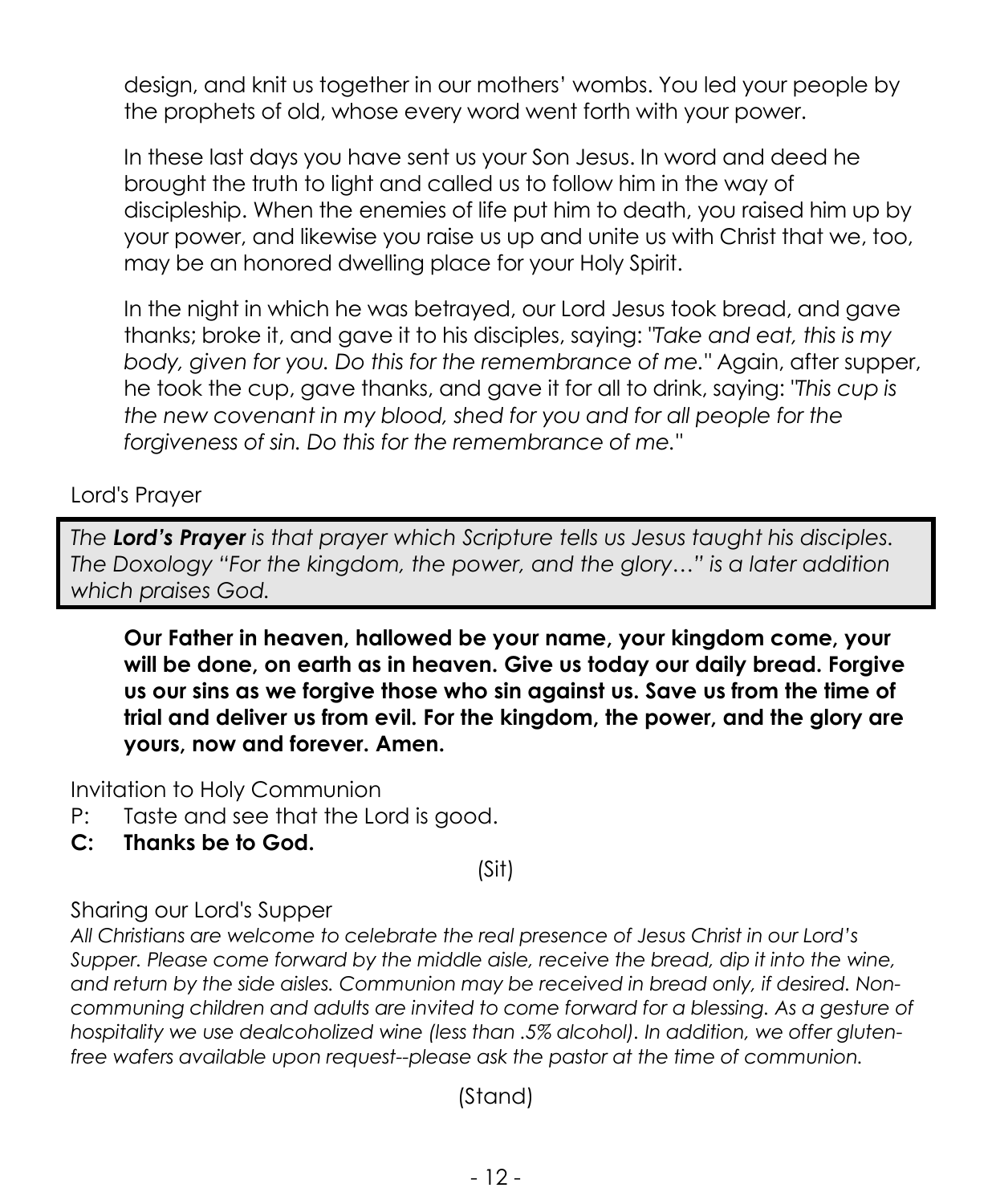design, and knit us together in our mothers' wombs. You led your people by the prophets of old, whose every word went forth with your power.

In these last days you have sent us your Son Jesus. In word and deed he brought the truth to light and called us to follow him in the way of discipleship. When the enemies of life put him to death, you raised him up by your power, and likewise you raise us up and unite us with Christ that we, too, may be an honored dwelling place for your Holy Spirit.

In the night in which he was betrayed, our Lord Jesus took bread, and gave thanks; broke it, and gave it to his disciples, saying: "*Take and eat, this is my body, given for you. Do this for the remembrance of me.*" Again, after supper, he took the cup, gave thanks, and gave it for all to drink, saying: "*This cup is the new covenant in my blood, shed for you and for all people for the forgiveness of sin. Do this for the remembrance of me.*"

Lord's Prayer

*The **Lord's Prayer** is that prayer which Scripture tells us Jesus taught his disciples. The Doxology "For the kingdom, the power, and the glory…" is a later addition which praises God.*

**Our Father in heaven, hallowed be your name, your kingdom come, your will be done, on earth as in heaven. Give us today our daily bread. Forgive us our sins as we forgive those who sin against us. Save us from the time of trial and deliver us from evil. For the kingdom, the power, and the glory are yours, now and forever. Amen.**

Invitation to Holy Communion

P: Taste and see that the Lord is good.

**C: Thanks be to God.**

(Sit)

Sharing our Lord's Supper

*All Christians are welcome to celebrate the real presence of Jesus Christ in our Lord's Supper. Please come forward by the middle aisle, receive the bread, dip it into the wine, and return by the side aisles. Communion may be received in bread only, if desired. Non-communing children and adults are invited to come forward for a blessing. As a gesture of hospitality we use dealcoholized wine (less than .5% alcohol). In addition, we offer gluten-free wafers available upon request--please ask the pastor at the time of communion.*

(Stand)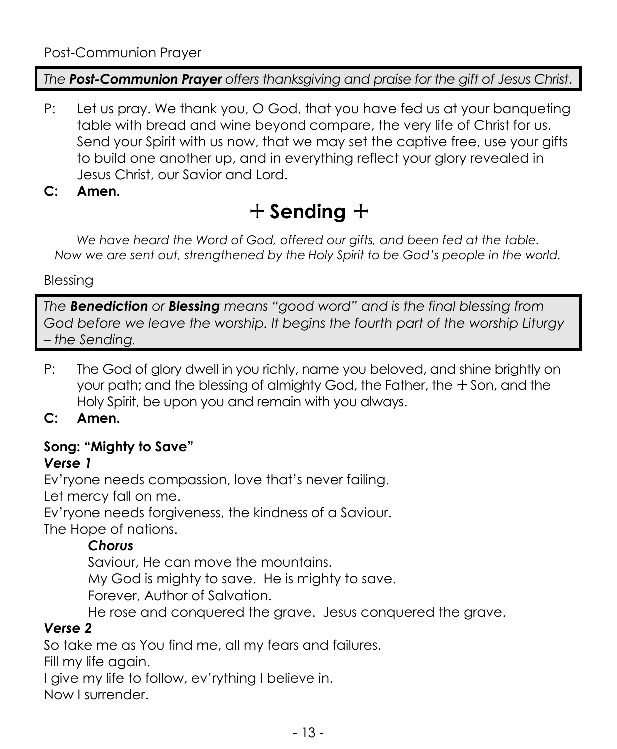Post-Communion Prayer

*The **Post-Communion Prayer** offers thanksgiving and praise for the gift of Jesus Christ.*

P: Let us pray. We thank you, O God, that you have fed us at your banqueting table with bread and wine beyond compare, the very life of Christ for us. Send your Spirit with us now, that we may set the captive free, use your gifts to build one another up, and in everything reflect your glory revealed in Jesus Christ, our Savior and Lord.

**C: Amen.**

# ☩ Sending ☩

*We have heard the Word of God, offered our gifts, and been fed at the table.*
*Now we are sent out, strengthened by the Holy Spirit to be God's people in the world.*

Blessing

*The **Benediction** or **Blessing** means "good word" and is the final blessing from God before we leave the worship. It begins the fourth part of the worship Liturgy – the Sending.*

P: The God of glory dwell in you richly, name you beloved, and shine brightly on your path; and the blessing of almighty God, the Father, the ☩ Son, and the Holy Spirit, be upon you and remain with you always.

**C: Amen.**

**Song: "Mighty to Save"**

***Verse 1***

Ev'ryone needs compassion, love that's never failing.
Let mercy fall on me.
Ev'ryone needs forgiveness, the kindness of a Saviour.
The Hope of nations.

***Chorus***

Saviour, He can move the mountains.
My God is mighty to save. He is mighty to save.
Forever, Author of Salvation.
He rose and conquered the grave. Jesus conquered the grave.

***Verse 2***

So take me as You find me, all my fears and failures.
Fill my life again.
I give my life to follow, ev'rything I believe in.
Now I surrender.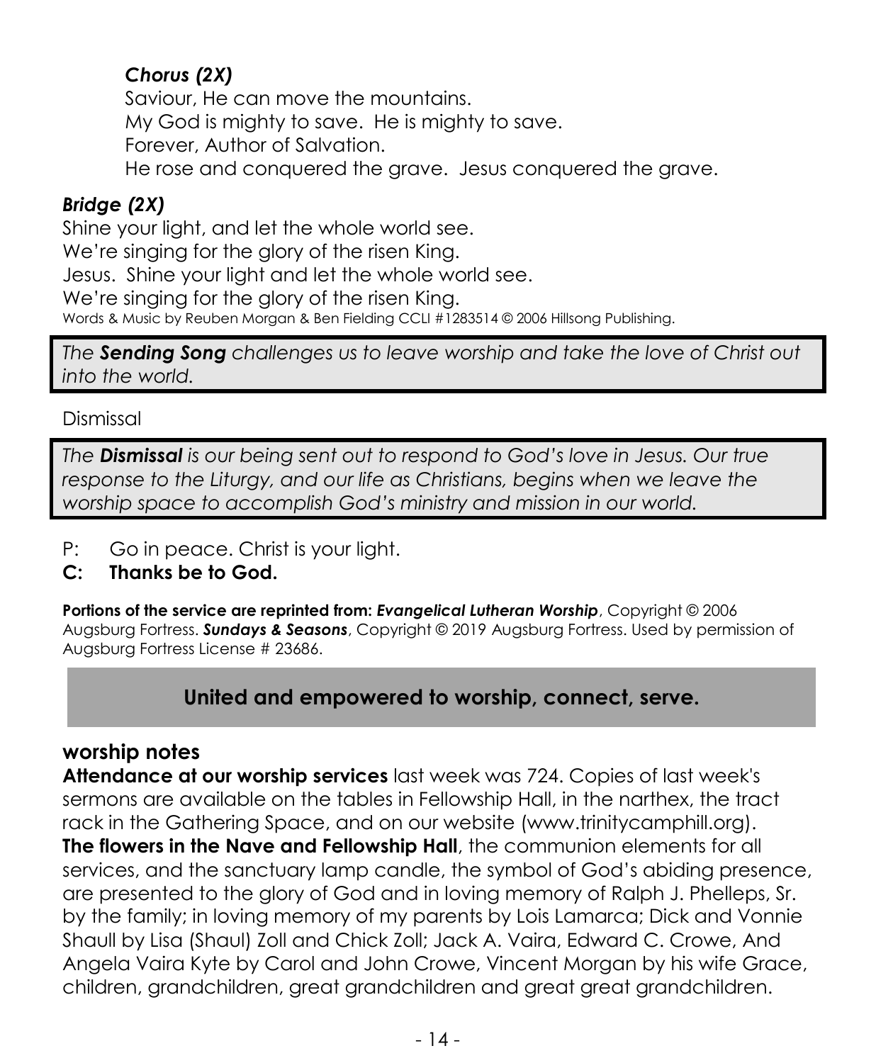*Chorus (2X)*

Saviour, He can move the mountains.
My God is mighty to save. He is mighty to save.
Forever, Author of Salvation.
He rose and conquered the grave. Jesus conquered the grave.

*Bridge (2X)*

Shine your light, and let the whole world see.
We're singing for the glory of the risen King.
Jesus. Shine your light and let the whole world see.
We're singing for the glory of the risen King.
Words & Music by Reuben Morgan & Ben Fielding CCLI #1283514 © 2006 Hillsong Publishing.

*The **Sending Song** challenges us to leave worship and take the love of Christ out into the world.*

Dismissal

*The **Dismissal** is our being sent out to respond to God's love in Jesus. Our true response to the Liturgy, and our life as Christians, begins when we leave the worship space to accomplish God's ministry and mission in our world.*

P: Go in peace. Christ is your light.
**C: Thanks be to God.**

**Portions of the service are reprinted from: *Evangelical Lutheran Worship***, Copyright © 2006 Augsburg Fortress. ***Sundays & Seasons***, Copyright © 2019 Augsburg Fortress. Used by permission of Augsburg Fortress License # 23686.

**United and empowered to worship, connect, serve.**

## worship notes

**Attendance at our worship services** last week was 724. Copies of last week's sermons are available on the tables in Fellowship Hall, in the narthex, the tract rack in the Gathering Space, and on our website (www.trinitycamphill.org).
**The flowers in the Nave and Fellowship Hall**, the communion elements for all services, and the sanctuary lamp candle, the symbol of God's abiding presence, are presented to the glory of God and in loving memory of Ralph J. Phelleps, Sr. by the family; in loving memory of my parents by Lois Lamarca; Dick and Vonnie Shaull by Lisa (Shaul) Zoll and Chick Zoll; Jack A. Vaira, Edward C. Crowe, And Angela Vaira Kyte by Carol and John Crowe, Vincent Morgan by his wife Grace, children, grandchildren, great grandchildren and great great grandchildren.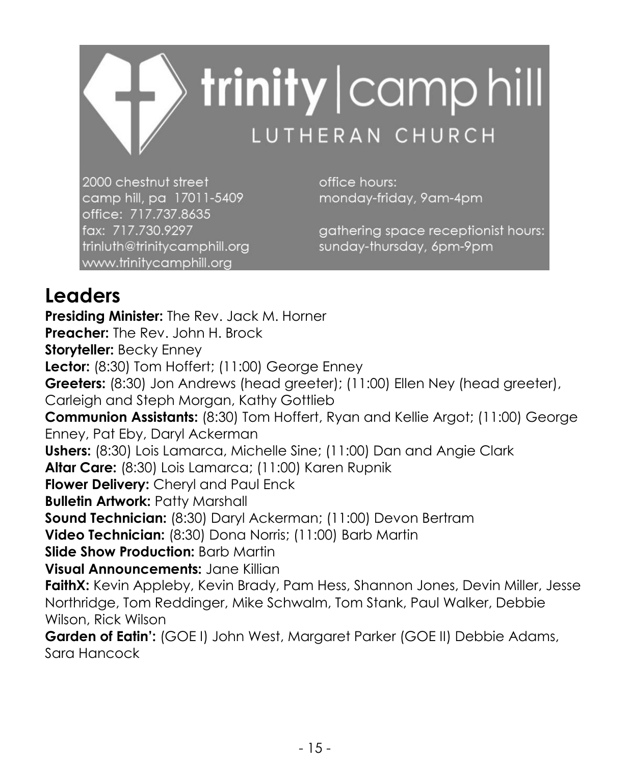# trinity | camp hill

LUTHERAN CHURCH

2000 chestnut street
camp hill, pa 17011-5409
office: 717.737.8635
fax: 717.730.9297
trinluth@trinitycamphill.org
www.trinitycamphill.org

office hours:
monday-friday, 9am-4pm

gathering space receptionist hours:
sunday-thursday, 6pm-9pm

## Leaders

**Presiding Minister:** The Rev. Jack M. Horner
**Preacher:** The Rev. John H. Brock
**Storyteller:** Becky Enney
**Lector:** (8:30) Tom Hoffert; (11:00) George Enney
**Greeters:** (8:30) Jon Andrews (head greeter); (11:00) Ellen Ney (head greeter), Carleigh and Steph Morgan, Kathy Gottlieb
**Communion Assistants:** (8:30) Tom Hoffert, Ryan and Kellie Argot; (11:00) George Enney, Pat Eby, Daryl Ackerman
**Ushers:** (8:30) Lois Lamarca, Michelle Sine; (11:00) Dan and Angie Clark
**Altar Care:** (8:30) Lois Lamarca; (11:00) Karen Rupnik
**Flower Delivery:** Cheryl and Paul Enck
**Bulletin Artwork:** Patty Marshall
**Sound Technician:** (8:30) Daryl Ackerman; (11:00) Devon Bertram
**Video Technician:** (8:30) Dona Norris; (11:00) Barb Martin
**Slide Show Production:** Barb Martin
**Visual Announcements:** Jane Killian
**FaithX:** Kevin Appleby, Kevin Brady, Pam Hess, Shannon Jones, Devin Miller, Jesse Northridge, Tom Reddinger, Mike Schwalm, Tom Stank, Paul Walker, Debbie Wilson, Rick Wilson
**Garden of Eatin':** (GOE I) John West, Margaret Parker (GOE II) Debbie Adams, Sara Hancock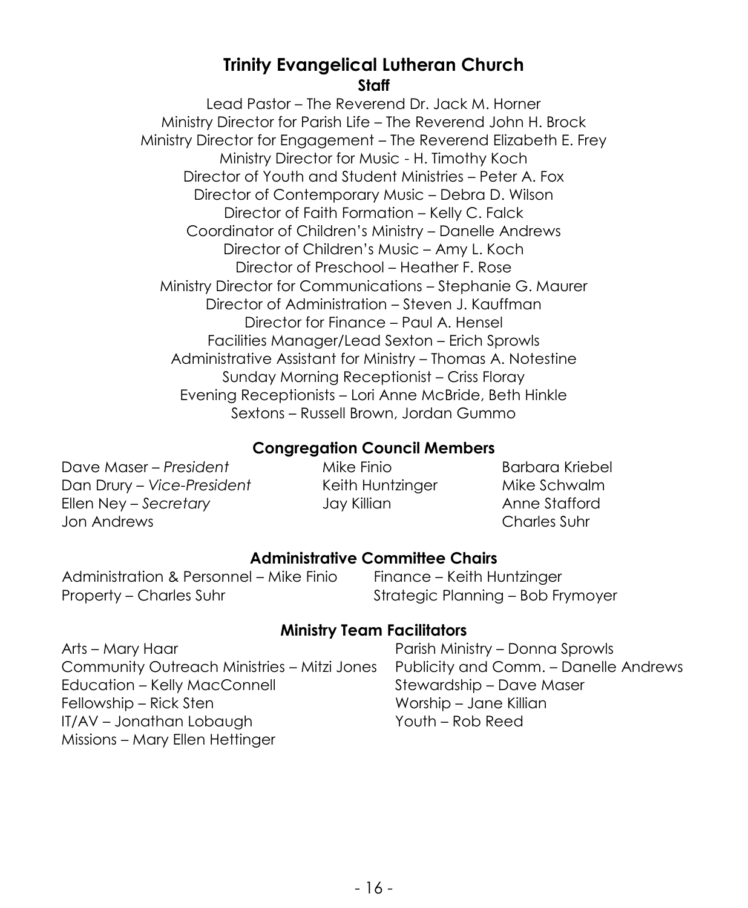# Trinity Evangelical Lutheran Church

## Staff

Lead Pastor – The Reverend Dr. Jack M. Horner
Ministry Director for Parish Life – The Reverend John H. Brock
Ministry Director for Engagement – The Reverend Elizabeth E. Frey
Ministry Director for Music - H. Timothy Koch
Director of Youth and Student Ministries – Peter A. Fox
Director of Contemporary Music – Debra D. Wilson
Director of Faith Formation – Kelly C. Falck
Coordinator of Children's Ministry – Danelle Andrews
Director of Children's Music – Amy L. Koch
Director of Preschool – Heather F. Rose
Ministry Director for Communications – Stephanie G. Maurer
Director of Administration – Steven J. Kauffman
Director for Finance – Paul A. Hensel
Facilities Manager/Lead Sexton – Erich Sprowls
Administrative Assistant for Ministry – Thomas A. Notestine
Sunday Morning Receptionist – Criss Floray
Evening Receptionists – Lori Anne McBride, Beth Hinkle
Sextons – Russell Brown, Jordan Gummo

## Congregation Council Members

Dave Maser – *President*
Dan Drury – *Vice-President*
Ellen Ney – *Secretary*
Jon Andrews
Mike Finio
Keith Huntzinger
Jay Killian
Barbara Kriebel
Mike Schwalm
Anne Stafford
Charles Suhr

## Administrative Committee Chairs

Administration & Personnel – Mike Finio
Property – Charles Suhr
Finance – Keith Huntzinger
Strategic Planning – Bob Frymoyer

## Ministry Team Facilitators

Arts – Mary Haar
Community Outreach Ministries – Mitzi Jones
Education – Kelly MacConnell
Fellowship – Rick Sten
IT/AV – Jonathan Lobaugh
Missions – Mary Ellen Hettinger
Parish Ministry – Donna Sprowls
Publicity and Comm. – Danelle Andrews
Stewardship – Dave Maser
Worship – Jane Killian
Youth – Rob Reed